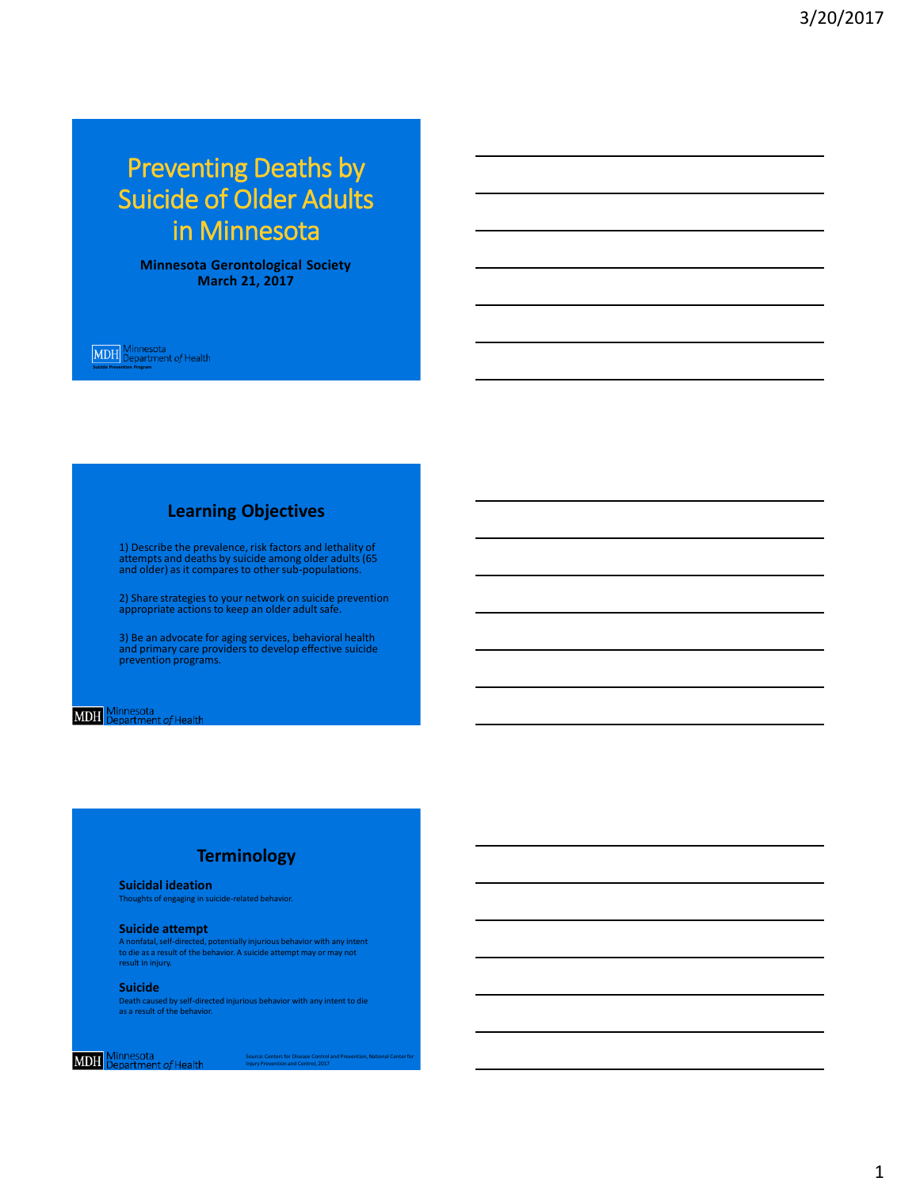# Preventing Deaths by Suicide of Older Adults in Minnesota

**Minnesota Gerontological Society**
**March 21, 2017**

MDH Minnesota Department of Health
Suicide Prevention Program

## Learning Objectives

1) Describe the prevalence, risk factors and lethality of attempts and deaths by suicide among older adults (65 and older) as it compares to other sub-populations.

2) Share strategies to your network on suicide prevention appropriate actions to keep an older adult safe.

3) Be an advocate for aging services, behavioral health and primary care providers to develop effective suicide prevention programs.

MDH Minnesota Department of Health

## Terminology

**Suicidal ideation**
Thoughts of engaging in suicide-related behavior.

**Suicide attempt**
A nonfatal, self-directed, potentially injurious behavior with any intent to die as a result of the behavior. A suicide attempt may or may not result in injury.

**Suicide**
Death caused by self-directed injurious behavior with any intent to die as a result of the behavior.

MDH Minnesota Department of Health

Source: Centers for Disease Control and Prevention, National Center for Injury Prevention and Control, 2017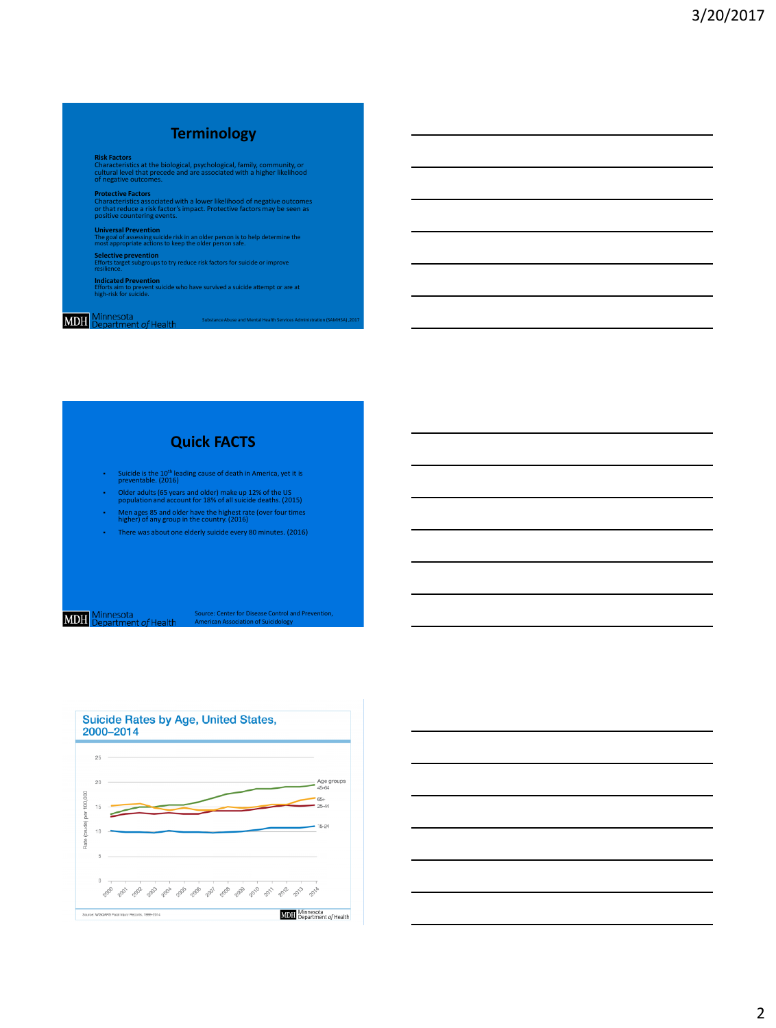## Terminology

**Risk Factors**
Characteristics at the biological, psychological, family, community, or cultural level that precede and are associated with a higher likelihood of negative outcomes.

**Protective Factors**
Characteristics associated with a lower likelihood of negative outcomes or that reduce a risk factor's impact. Protective factors may be seen as positive countering events.

**Universal Prevention**
The goal of assessing suicide risk in an older person is to help determine the most appropriate actions to keep the older person safe.

**Selective prevention**
Efforts target subgroups to try reduce risk factors for suicide or improve resilience.

**Indicated Prevention**
Efforts aim to prevent suicide who have survived a suicide attempt or are at high-risk for suicide.

MDH Minnesota Department *of* Health

Substance Abuse and Mental Health Services Administration (SAMHSA) ,2017

## Quick FACTS

- Suicide is the 10th leading cause of death in America, yet it is preventable. (2016)
- Older adults (65 years and older) make up 12% of the US population and account for 18% of all suicide deaths. (2015)
- Men ages 85 and older have the highest rate (over four times higher) of any group in the country. (2016)
- There was about one elderly suicide every 80 minutes. (2016)

MDH Minnesota Department *of* Health

Source: Center for Disease Control and Prevention, American Association of Suicidology

## Suicide Rates by Age, United States, 2000–2014

Rate (crude) per 100,000

Age groups: 45-64, 65+, 25-44, 15-24

Years: 2000, 2001, 2002, 2003, 2004, 2005, 2006, 2007, 2008, 2009, 2010, 2011, 2012, 2013, 2014

Source: WISQARS Fatal Injury Reports, 1999-2014

MDH Minnesota Department *of* Health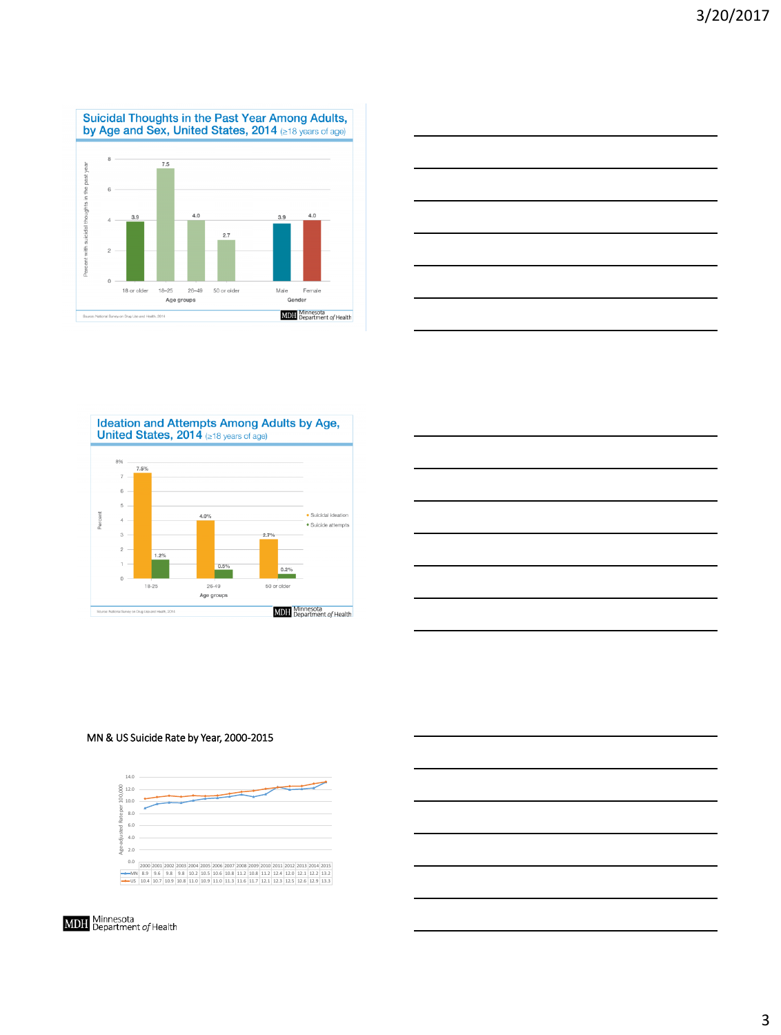## Suicidal Thoughts in the Past Year Among Adults, by Age and Sex, United States, 2014 (≥18 years of age)

Percent with suicidal thoughts in the past year

| Group | Percent |
|---|---|
| 18 or older | 3.9 |
| 18–25 | 7.5 |
| 26–49 | 4.0 |
| 50 or older | 2.7 |
| Male | 3.9 |
| Female | 4.0 |

Source: National Survey on Drug Use and Health, 2014

Minnesota Department of Health

## Ideation and Attempts Among Adults by Age, United States, 2014 (≥18 years of age)

| Age groups | Suicidal ideation | Suicide attempts |
|---|---|---|
| 18-25 | 7.5% | 1.2% |
| 26-49 | 4.0% | 0.5% |
| 50 or older | 2.7% | 0.2% |

Source: National Survey on Drug Use and Health, 2014

Minnesota Department of Health

## MN & US Suicide Rate by Year, 2000-2015

Age-adjusted Rate per 100,000

| | 2000 | 2001 | 2002 | 2003 | 2004 | 2005 | 2006 | 2007 | 2008 | 2009 | 2010 | 2011 | 2012 | 2013 | 2014 | 2015 |
|---|---|---|---|---|---|---|---|---|---|---|---|---|---|---|---|---|
| MN | 8.9 | 9.6 | 9.8 | 9.8 | 10.2 | 10.5 | 10.6 | 10.8 | 11.2 | 10.8 | 11.2 | 12.4 | 12.0 | 12.1 | 12.2 | 13.2 |
| US | 10.4 | 10.7 | 10.9 | 10.8 | 11.0 | 10.9 | 11.0 | 11.3 | 11.6 | 11.7 | 12.1 | 12.3 | 12.5 | 12.6 | 12.9 | 13.3 |

Minnesota Department of Health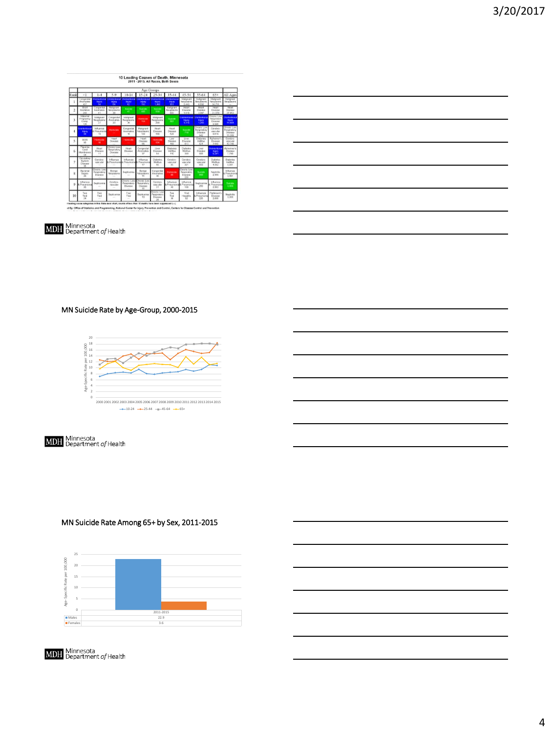## 10 Leading Causes of Death, Minnesota

2011 - 2015, All Races, Both Sexes

| Rank | <1 | 1-4 | 5-9 | 10-14 | 15-24 | 25-34 | 35-44 | 45-54 | 55-64 | 65+ | All Ages |
|---|---|---|---|---|---|---|---|---|---|---|---|
| 1 | Congenital Anomalies 417 | Unintentional Injury 59 | Unintentional Injury 59 | Unintentional Injury 42 | Unintentional Injury 763 | Unintentional Injury 1,002 | Unintentional Injury 851 | Malignant Neoplasms 3,442 | Malignant Neoplasms 6,932 | Malignant Neoplasms 34,711 | Malignant Neoplasms |
| 2 | Short Gestation 248 | Congenital Anomalies 41 | Malignant Neoplasms 24 | Suicide 47 | Suicide 465 | Suicide 508 | Malignant Neoplasms 600 | Heart Disease 1,910 | Heart Disease 1,567 | Heart Disease 32,026 | Heart Disease 37,502 |
| 3 | Maternal Pregnancy Comp. 106 | Malignant Neoplasms 27 | Congenital Anomalies 20 | Malignant Neoplasms 36 | Homicide 154 | Malignant Neoplasms 208 | Suicide 567 | Unintentional Injury 1,410 | Unintentional Injury 1,269 | Chronic Low. Respiratory Disease 8,946 | Unintentional Injury 11,508 |
| 4 | Unintentional Injury 98 | Influenza & Pneumonia 16 | Homicide | Congenital Anomalies 16 | Malignant Neoplasms 150 | Heart Disease 168 | Heart Disease 520 | Suicide 716 | Chronic Low. Respiratory Disease 842 | Cerebro-vascular 8,616 | Chronic Low. Respiratory Disease 11,302 |
| 5 | SIDS 95 | Homicide 16 | Heart Disease | Homicide | Heart Disease 66 | Homicide 104 | Liver Disease 400 | Liver Disease 451 | Diabetes Mellitus 621 | Alzheimer's Disease 7,640 | Cerebro-vascular 10,240 |
| 6 | Placenta Cord Membranes 34 | Heart Disease 11 | Chronic Low. Respiratory Disease | Heart Disease | Congenital Anomalies 37 | Liver Disease 54 | Diabetes Mellitus 110 | Diabetes Mellitus 356 | Liver Disease 900 | Unintentional Injury 5,261 | Alzheimer's Disease 7,744 |
| 7 | Circulatory System Disease 35 | Cerebro-vascular | Influenza & Pneumonia | Influenza & Pneumonia | Influenza & Pneumonia 17 | Diabetes Mellitus 40 | Cerebro-vascular 36 | Cerebro-vascular 321 | Cerebro-vascular 660 | Diabetes Mellitus 4,602 | Diabetes Mellitus 3,931 |
| 8 | Bacterial Sepsis 20 | Chronic Low. Respiratory Disease | Benign Neoplasms | Septicemia | Benign Neoplasms 11 | Congenital Anomalies 35 | Homicide 86 | Chronic Low. Respiratory Disease 236 | Suicide 600 | Nephritis 2,916 | Influenza & Pneumonia 3,481 |
| 9 | Influenza & Pneumonia 20 | Septicemia | Cerebro-vascular | Chronic Low. Respiratory Disease | Chronic Low. Respiratory Disease 11 | Cerebro-vascular 31 | Influenza & Pneumonia 46 | Influenza & Pneumonia 130 | Septicemia 250 | Influenza & Pneumonia 2,593 | Suicide 3,332 |
| 10 | Two Tied 24 | Two Tied | Septicemia | Two Tied | Septicemia 10 | Chronic Low. Respiratory Disease 26 | Two Tied 36 | Viral Hepatitis 92 | Influenza & Pneumonia 226 | Parkinson's Disease 2,498 | Nephritis 3,300 |

Leading cause categories in this State-level chart, counts of less than 10 deaths have been suppressed (---).

Produced By: Office of Statistics and Programming, National Center for Injury Prevention and Control, Centers for Disease Control and Prevention

MDH Minnesota Department of Health

## MN Suicide Rate by Age-Group, 2000-2015

Age-Specific Rate per 100,000 (0–20); 2000–2015; series: 10-24, 25-44, 45-64, 65+

MDH Minnesota Department of Health

## MN Suicide Rate Among 65+ by Sex, 2011-2015

Age-Specific Rate per 100,000

| | 2011-2015 |
|---|---|
| Males | 22.9 |
| Females | 3.6 |

MDH Minnesota Department of Health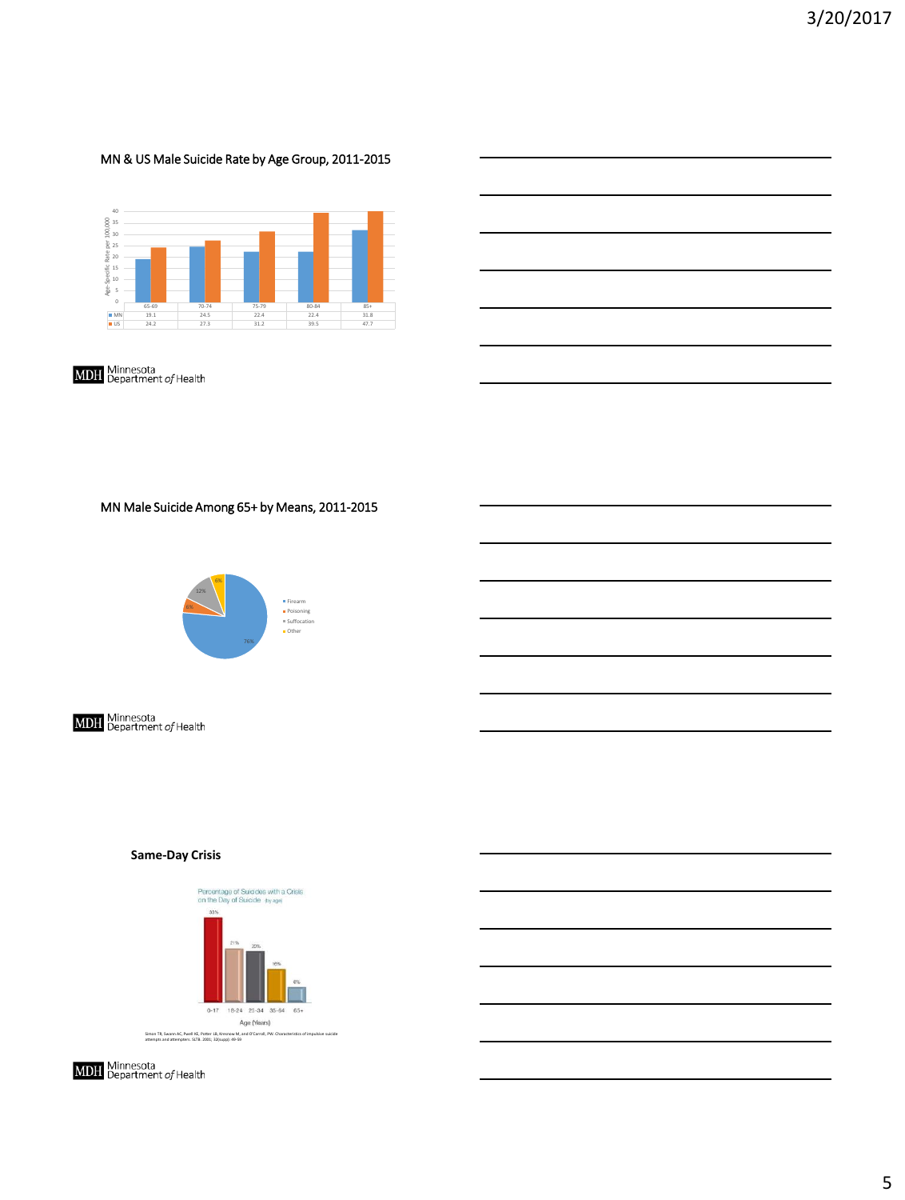## MN & US Male Suicide Rate by Age Group, 2011-2015

| | 65-69 | 70-74 | 75-79 | 80-84 | 85+ |
|---|---|---|---|---|---|
| MN | 19.1 | 24.5 | 22.4 | 22.4 | 31.8 |
| US | 24.2 | 27.3 | 31.2 | 39.5 | 47.7 |

Age-Specific Rate per 100,000

Minnesota Department *of* Health

## MN Male Suicide Among 65+ by Means, 2011-2015

- Firearm: 76%
- Poisoning: 6%
- Suffocation: 12%
- Other: 6%

Minnesota Department *of* Health

## Same-Day Crisis

Percentage of Suicides with a Crisis on the Day of Suicide (by age)

| Age (Years) | 0-17 | 18-24 | 25-34 | 35-64 | 65+ |
|---|---|---|---|---|---|
| Percentage | 30% | 21% | 20% | 16% | 6% |

Simon TR, Swann AC, Powell KE, Potter LB, Kresnow M, and O'Carroll, PW. Characteristics of impulsive suicide attempts and attempters. SLTB. 2001; 32(supp): 49-59

Minnesota Department *of* Health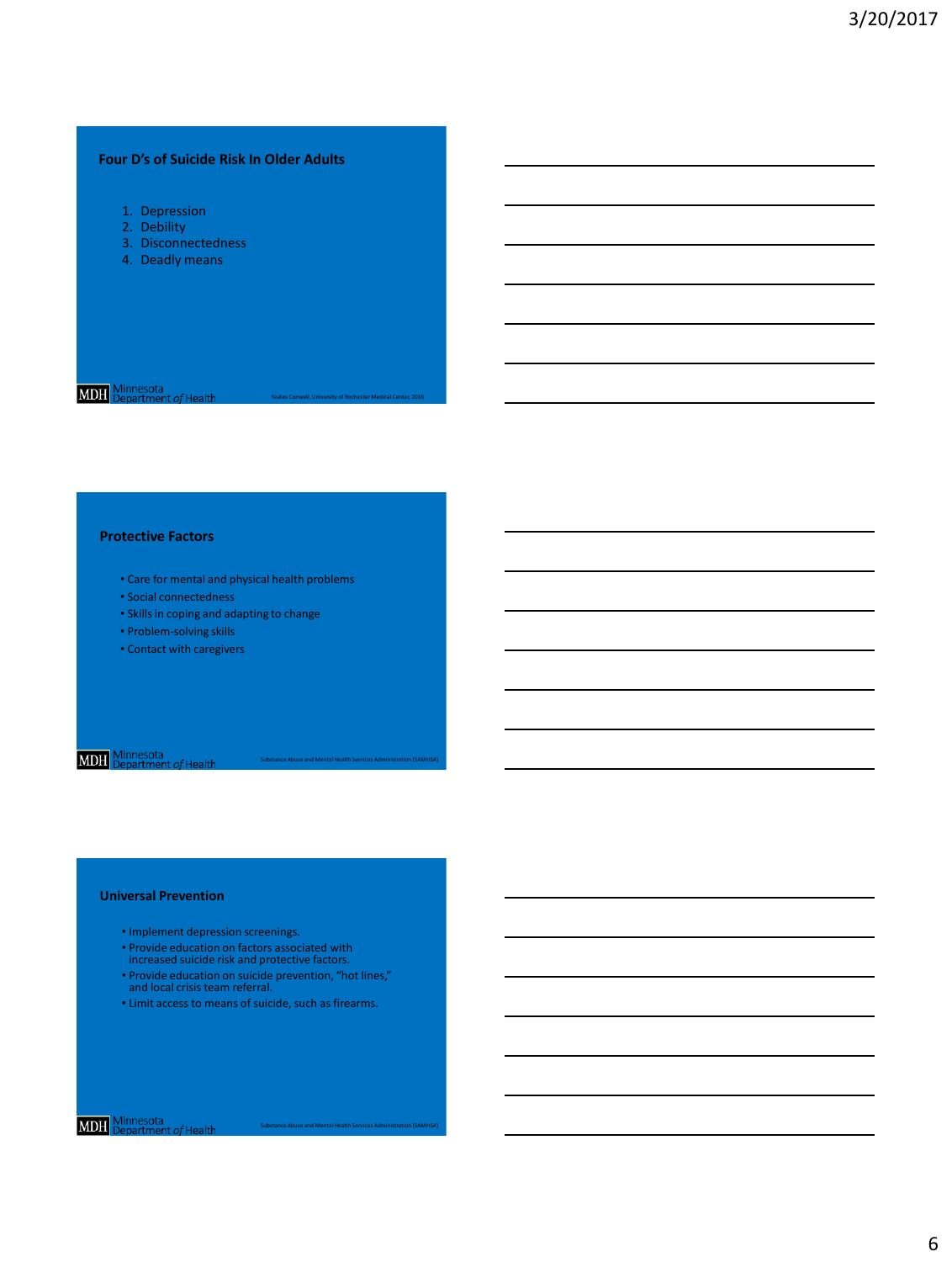## Four D's of Suicide Risk In Older Adults

1. Depression
2. Debility
3. Disconnectedness
4. Deadly means

Yeates Conwell, University of Rochester Medical Center, 2016

## Protective Factors

- Care for mental and physical health problems
- Social connectedness
- Skills in coping and adapting to change
- Problem-solving skills
- Contact with caregivers

Substance Abuse and Mental Health Services Administration (SAMHSA)

## Universal Prevention

- Implement depression screenings.
- Provide education on factors associated with increased suicide risk and protective factors.
- Provide education on suicide prevention, "hot lines," and local crisis team referral.
- Limit access to means of suicide, such as firearms.

Substance Abuse and Mental Health Services Administration (SAMHSA)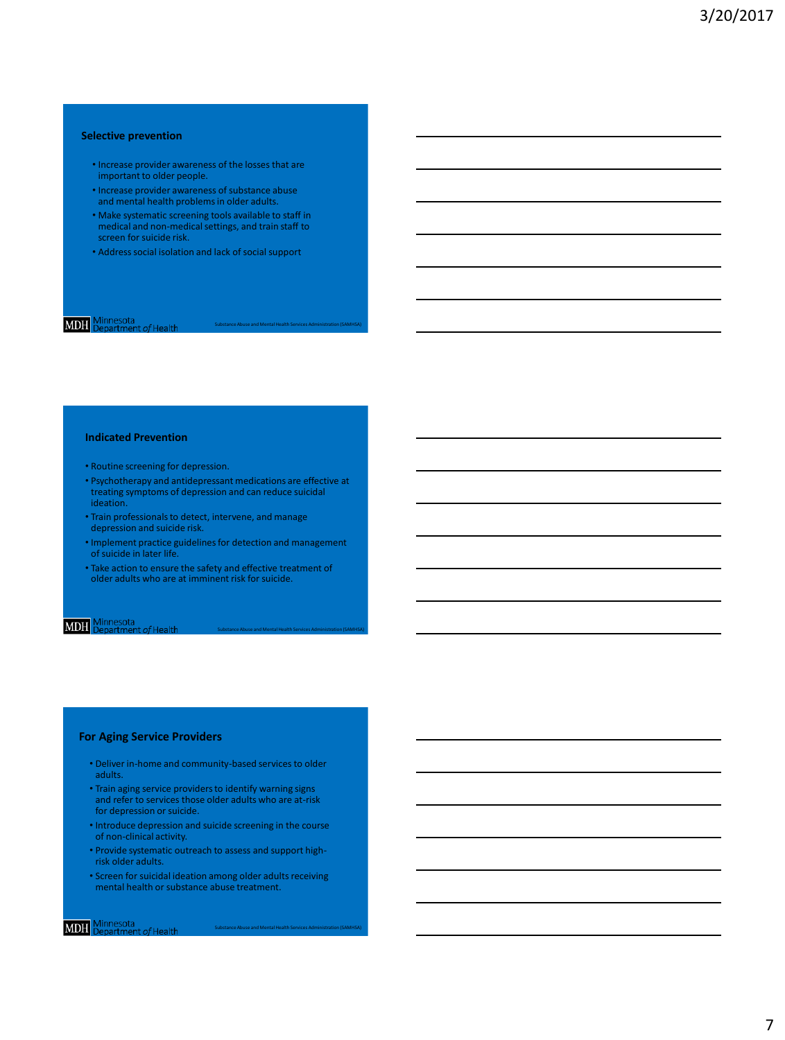## Selective prevention

- Increase provider awareness of the losses that are important to older people.
- Increase provider awareness of substance abuse and mental health problems in older adults.
- Make systematic screening tools available to staff in medical and non-medical settings, and train staff to screen for suicide risk.
- Address social isolation and lack of social support

MDH Minnesota Department *of* Health

Substance Abuse and Mental Health Services Administration (SAMHSA)

## Indicated Prevention

- Routine screening for depression.
- Psychotherapy and antidepressant medications are effective at treating symptoms of depression and can reduce suicidal ideation.
- Train professionals to detect, intervene, and manage depression and suicide risk.
- Implement practice guidelines for detection and management of suicide in later life.
- Take action to ensure the safety and effective treatment of older adults who are at imminent risk for suicide.

MDH Minnesota Department *of* Health

Substance Abuse and Mental Health Services Administration (SAMHSA)

## For Aging Service Providers

- Deliver in-home and community-based services to older adults.
- Train aging service providers to identify warning signs and refer to services those older adults who are at-risk for depression or suicide.
- Introduce depression and suicide screening in the course of non-clinical activity.
- Provide systematic outreach to assess and support high-risk older adults.
- Screen for suicidal ideation among older adults receiving mental health or substance abuse treatment.

MDH Minnesota Department *of* Health

Substance Abuse and Mental Health Services Administration (SAMHSA)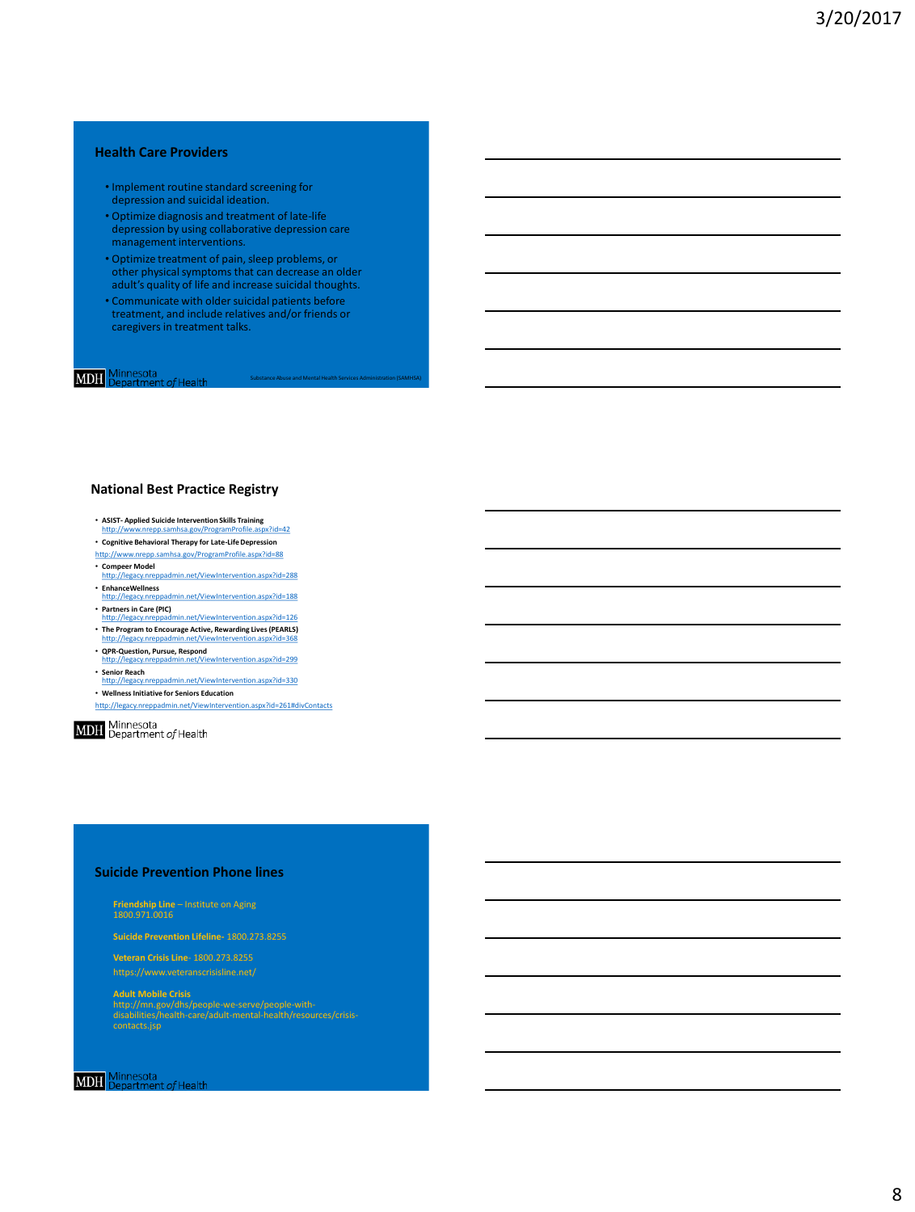## Health Care Providers

- Implement routine standard screening for depression and suicidal ideation.
- Optimize diagnosis and treatment of late-life depression by using collaborative depression care management interventions.
- Optimize treatment of pain, sleep problems, or other physical symptoms that can decrease an older adult's quality of life and increase suicidal thoughts.
- Communicate with older suicidal patients before treatment, and include relatives and/or friends or caregivers in treatment talks.

MDH Minnesota Department *of* Health

Substance Abuse and Mental Health Services Administration (SAMHSA)

## National Best Practice Registry

- **ASIST- Applied Suicide Intervention Skills Training** http://www.nrepp.samhsa.gov/ProgramProfile.aspx?id=42
- **Cognitive Behavioral Therapy for Late-Life Depression** http://www.nrepp.samhsa.gov/ProgramProfile.aspx?id=88
- **Compeer Model** http://legacy.nreppadmin.net/ViewIntervention.aspx?id=288
- **EnhanceWellness** http://legacy.nreppadmin.net/ViewIntervention.aspx?id=188
- **Partners in Care (PIC)** http://legacy.nreppadmin.net/ViewIntervention.aspx?id=126
- **The Program to Encourage Active, Rewarding Lives (PEARLS)** http://legacy.nreppadmin.net/ViewIntervention.aspx?id=368
- **QPR-Question, Pursue, Respond** http://legacy.nreppadmin.net/ViewIntervention.aspx?id=299
- **Senior Reach** http://legacy.nreppadmin.net/ViewIntervention.aspx?id=330
- **Wellness Initiative for Seniors Education** http://legacy.nreppadmin.net/ViewIntervention.aspx?id=261#divContacts

MDH Minnesota Department *of* Health

## Suicide Prevention Phone lines

**Friendship Line** – Institute on Aging
1800.971.0016

**Suicide Prevention Lifeline**- 1800.273.8255

**Veteran Crisis Line**- 1800.273.8255
https://www.veteranscrisisline.net/

**Adult Mobile Crisis**
http://mn.gov/dhs/people-we-serve/people-with-disabilities/health-care/adult-mental-health/resources/crisis-contacts.jsp

MDH Minnesota Department *of* Health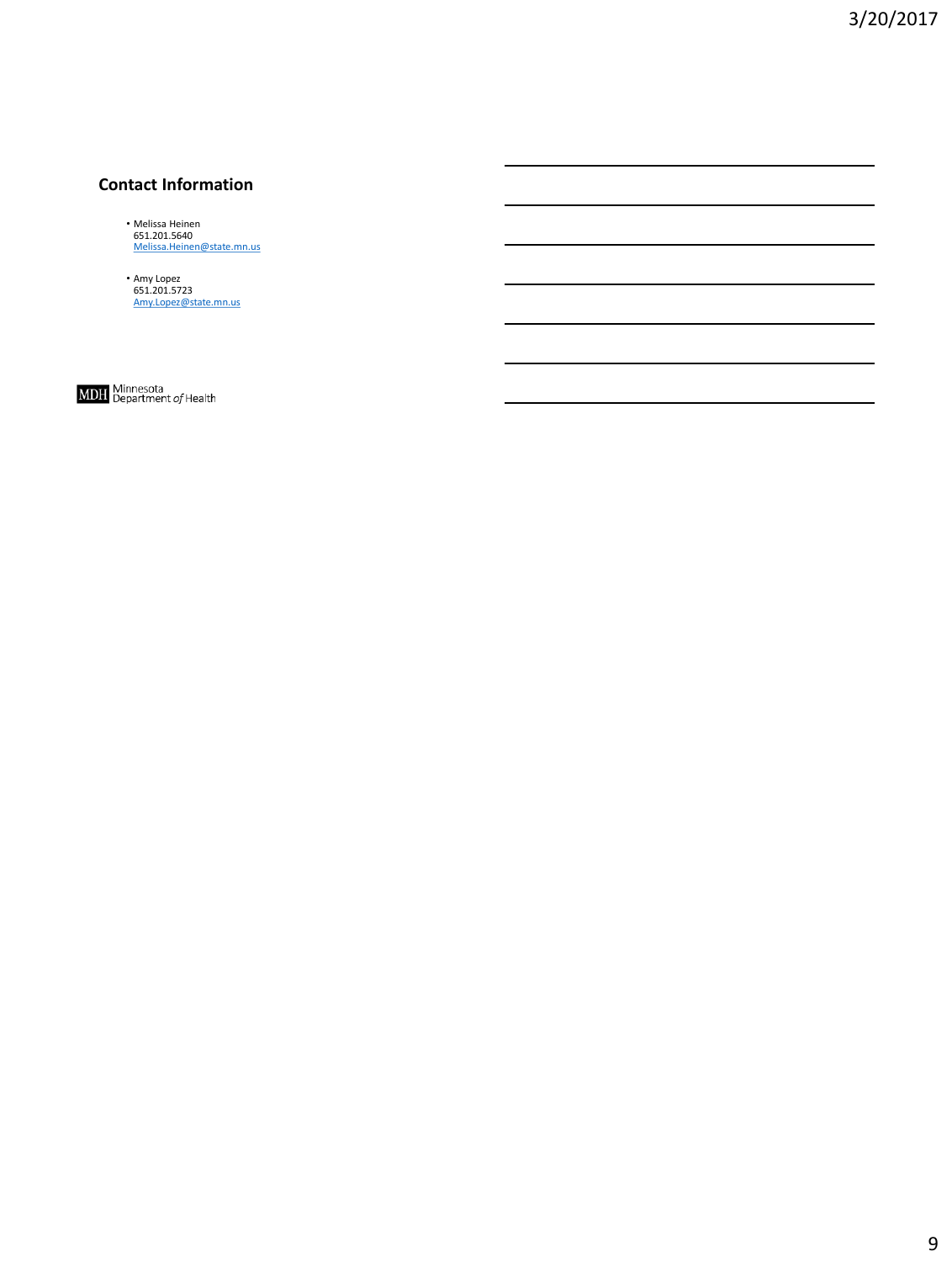## Contact Information

- Melissa Heinen
  651.201.5640
  Melissa.Heinen@state.mn.us

- Amy Lopez
  651.201.5723
  Amy.Lopez@state.mn.us

MDH Minnesota Department of Health